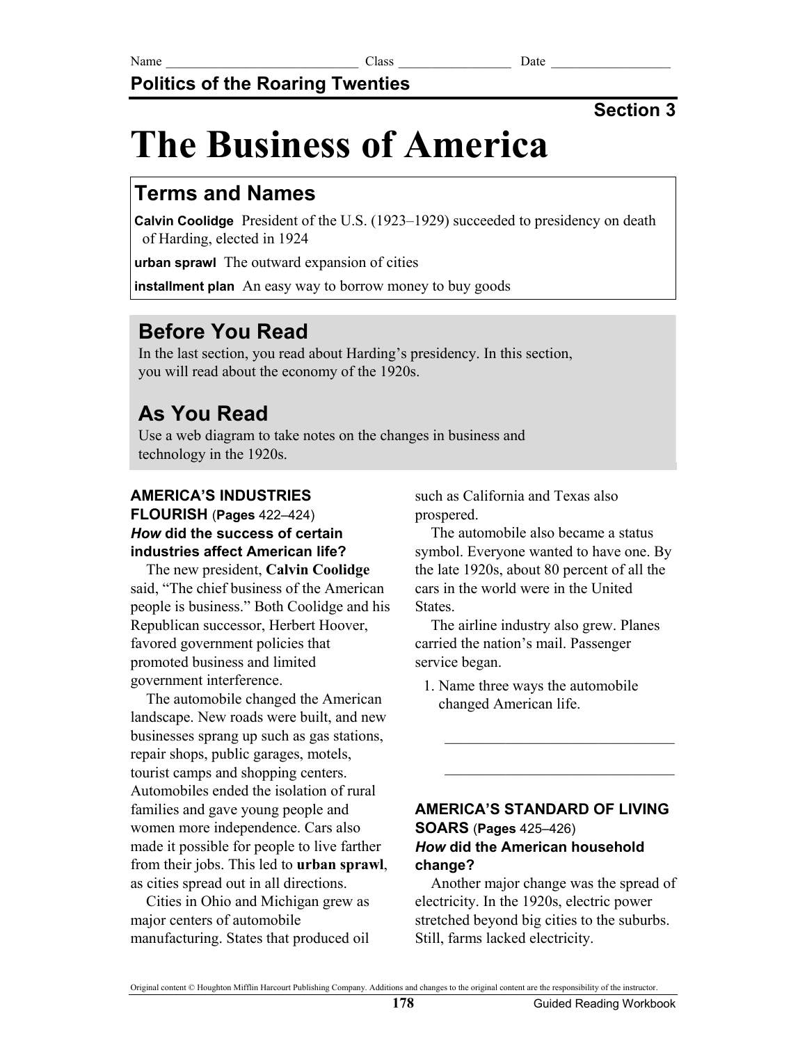Name ______________________________ Class _________________ Date __________________

**Politics of the Roaring Twenties**

**Section 3**

# The Business of America

## Terms and Names

**Calvin Coolidge** President of the U.S. (1923–1929) succeeded to presidency on death of Harding, elected in 1924

**urban sprawl** The outward expansion of cities

**installment plan** An easy way to borrow money to buy goods

## Before You Read

In the last section, you read about Harding's presidency. In this section, you will read about the economy of the 1920s.

## As You Read

Use a web diagram to take notes on the changes in business and technology in the 1920s.

### AMERICA'S INDUSTRIES FLOURISH (Pages 422–424)

***How* did the success of certain industries affect American life?**

The new president, **Calvin Coolidge** said, "The chief business of the American people is business." Both Coolidge and his Republican successor, Herbert Hoover, favored government policies that promoted business and limited government interference.

The automobile changed the American landscape. New roads were built, and new businesses sprang up such as gas stations, repair shops, public garages, motels, tourist camps and shopping centers. Automobiles ended the isolation of rural families and gave young people and women more independence. Cars also made it possible for people to live farther from their jobs. This led to **urban sprawl**, as cities spread out in all directions.

Cities in Ohio and Michigan grew as major centers of automobile manufacturing. States that produced oil such as California and Texas also prospered.

The automobile also became a status symbol. Everyone wanted to have one. By the late 1920s, about 80 percent of all the cars in the world were in the United States.

The airline industry also grew. Planes carried the nation's mail. Passenger service began.

1. Name three ways the automobile changed American life.

_______________________________

_______________________________

### AMERICA'S STANDARD OF LIVING SOARS (Pages 425–426)

***How* did the American household change?**

Another major change was the spread of electricity. In the 1920s, electric power stretched beyond big cities to the suburbs. Still, farms lacked electricity.

Original content © Houghton Mifflin Harcourt Publishing Company. Additions and changes to the original content are the responsibility of the instructor.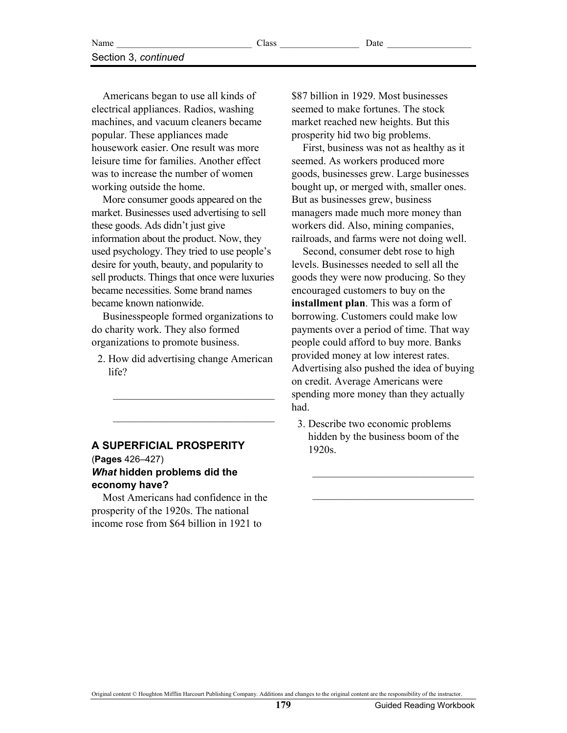Americans began to use all kinds of electrical appliances. Radios, washing machines, and vacuum cleaners became popular. These appliances made housework easier. One result was more leisure time for families. Another effect was to increase the number of women working outside the home.

More consumer goods appeared on the market. Businesses used advertising to sell these goods. Ads didn't just give information about the product. Now, they used psychology. They tried to use people's desire for youth, beauty, and popularity to sell products. Things that once were luxuries became necessities. Some brand names became known nationwide.

Businesspeople formed organizations to do charity work. They also formed organizations to promote business.

2. How did advertising change American life?

_______________________________

_______________________________

## A SUPERFICIAL PROSPERITY

(**Pages** 426–427)

### ***What*** hidden problems did the economy have?

Most Americans had confidence in the prosperity of the 1920s. The national income rose from $64 billion in 1921 to $87 billion in 1929. Most businesses seemed to make fortunes. The stock market reached new heights. But this prosperity hid two big problems.

First, business was not as healthy as it seemed. As workers produced more goods, businesses grew. Large businesses bought up, or merged with, smaller ones. But as businesses grew, business managers made much more money than workers did. Also, mining companies, railroads, and farms were not doing well.

Second, consumer debt rose to high levels. Businesses needed to sell all the goods they were now producing. So they encouraged customers to buy on the **installment plan**. This was a form of borrowing. Customers could make low payments over a period of time. That way people could afford to buy more. Banks provided money at low interest rates. Advertising also pushed the idea of buying on credit. Average Americans were spending more money than they actually had.

3. Describe two economic problems hidden by the business boom of the 1920s.

_______________________________

_______________________________

Original content © Houghton Mifflin Harcourt Publishing Company. Additions and changes to the original content are the responsibility of the instructor.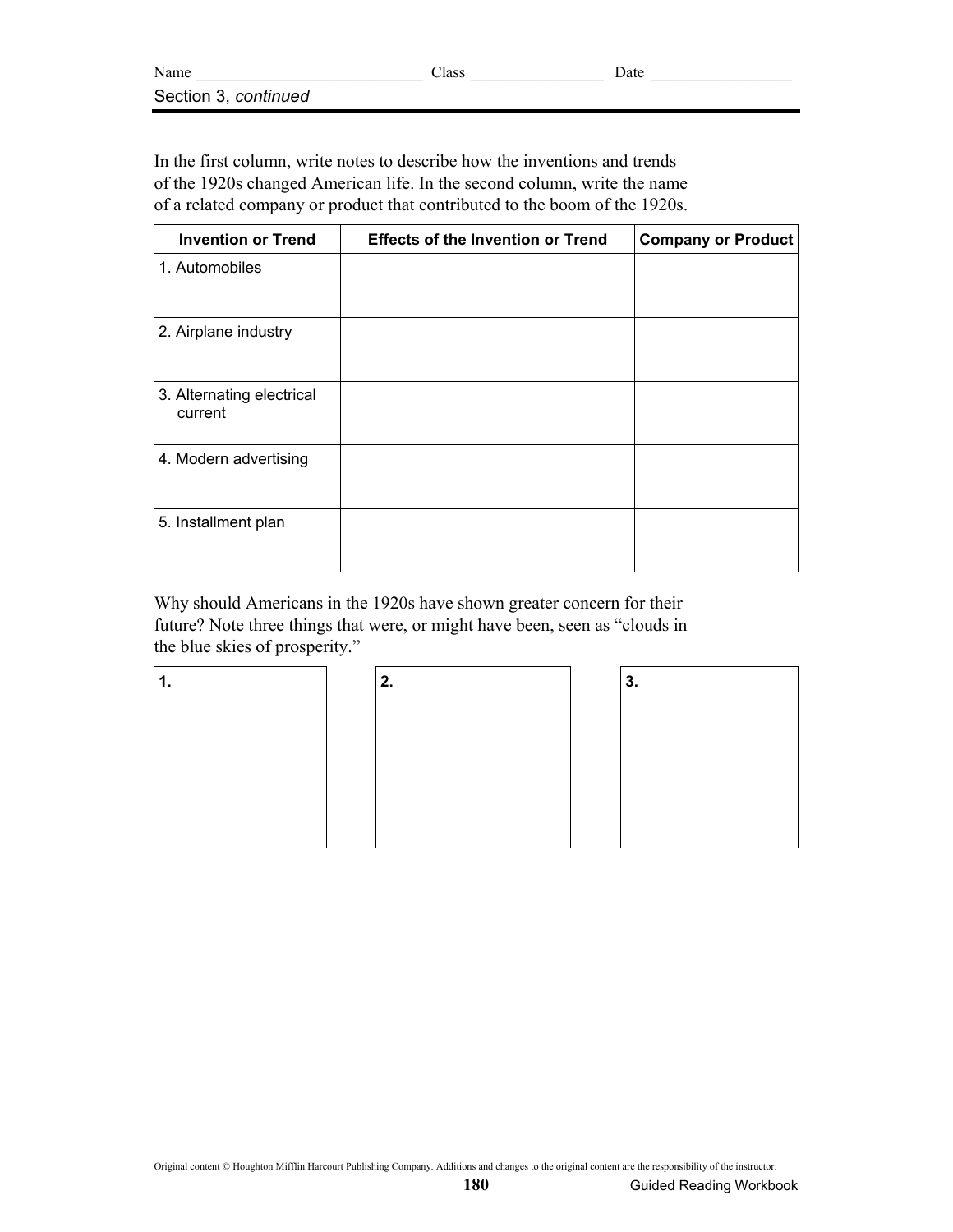Name ____________________________ Class ________________ Date _________________

Section 3, *continued*

In the first column, write notes to describe how the inventions and trends of the 1920s changed American life. In the second column, write the name of a related company or product that contributed to the boom of the 1920s.

| Invention or Trend | Effects of the Invention or Trend | Company or Product |
|---|---|---|
| 1. Automobiles | | |
| 2. Airplane industry | | |
| 3. Alternating electrical current | | |
| 4. Modern advertising | | |
| 5. Installment plan | | |

Why should Americans in the 1920s have shown greater concern for their future? Note three things that were, or might have been, seen as "clouds in the blue skies of prosperity."

| | | |
|---|---|---|
| **1.** | **2.** | **3.** |

Original content © Houghton Mifflin Harcourt Publishing Company. Additions and changes to the original content are the responsibility of the instructor.

Guided Reading Workbook